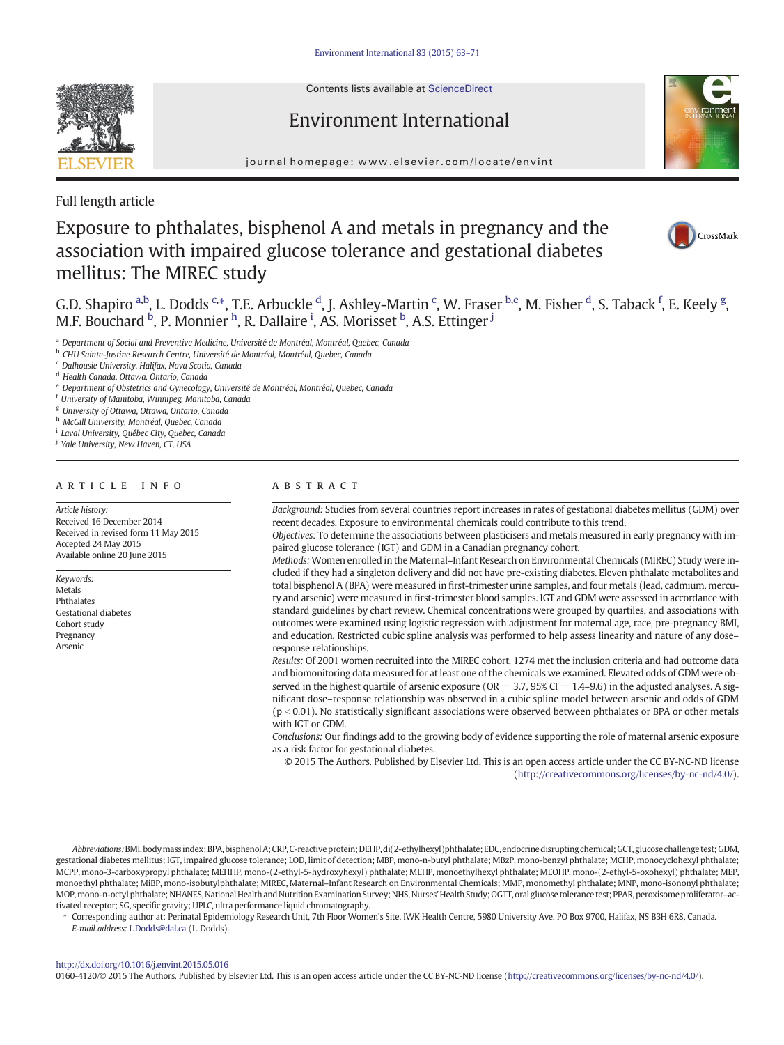Contents lists available at ScienceDirect

Environment International

journal homepage: www.elsevier.com/locate/envint

Full length article

# Exposure to phthalates, bisphenol A and metals in pregnancy and the association with impaired glucose tolerance and gestational diabetes mellitus: The MIREC study

G.D. Shapiro [a,b], L. Dodds [c,*], T.E. Arbuckle [d], J. Ashley-Martin [c], W. Fraser [b,e], M. Fisher [d], S. Taback [f], E. Keely [g], M.F. Bouchard [b], P. Monnier [h], R. Dallaire [i], AS. Morisset [b], A.S. Ettinger [j]

[a] Department of Social and Preventive Medicine, Université de Montréal, Montréal, Quebec, Canada
[b] CHU Sainte-Justine Research Centre, Université de Montréal, Montréal, Quebec, Canada
[c] Dalhousie University, Halifax, Nova Scotia, Canada
[d] Health Canada, Ottawa, Ontario, Canada
[e] Department of Obstetrics and Gynecology, Université de Montréal, Montréal, Quebec, Canada
[f] University of Manitoba, Winnipeg, Manitoba, Canada
[g] University of Ottawa, Ottawa, Ontario, Canada
[h] McGill University, Montréal, Quebec, Canada
[i] Laval University, Québec City, Quebec, Canada
[j] Yale University, New Haven, CT, USA

## ARTICLE INFO

*Article history:*
Received 16 December 2014
Received in revised form 11 May 2015
Accepted 24 May 2015
Available online 20 June 2015

*Keywords:*
Metals
Phthalates
Gestational diabetes
Cohort study
Pregnancy
Arsenic

## ABSTRACT

*Background:* Studies from several countries report increases in rates of gestational diabetes mellitus (GDM) over recent decades. Exposure to environmental chemicals could contribute to this trend.

*Objectives:* To determine the associations between plasticisers and metals measured in early pregnancy with impaired glucose tolerance (IGT) and GDM in a Canadian pregnancy cohort.

*Methods:* Women enrolled in the Maternal–Infant Research on Environmental Chemicals (MIREC) Study were included if they had a singleton delivery and did not have pre-existing diabetes. Eleven phthalate metabolites and total bisphenol A (BPA) were measured in first-trimester urine samples, and four metals (lead, cadmium, mercury and arsenic) were measured in first-trimester blood samples. IGT and GDM were assessed in accordance with standard guidelines by chart review. Chemical concentrations were grouped by quartiles, and associations with outcomes were examined using logistic regression with adjustment for maternal age, race, pre-pregnancy BMI, and education. Restricted cubic spline analysis was performed to help assess linearity and nature of any dose–response relationships.

*Results:* Of 2001 women recruited into the MIREC cohort, 1274 met the inclusion criteria and had outcome data and biomonitoring data measured for at least one of the chemicals we examined. Elevated odds of GDM were observed in the highest quartile of arsenic exposure (OR = 3.7, 95% CI = 1.4–9.6) in the adjusted analyses. A significant dose–response relationship was observed in a cubic spline model between arsenic and odds of GDM ($p < 0.01$). No statistically significant associations were observed between phthalates or BPA or other metals with IGT or GDM.

*Conclusions:* Our findings add to the growing body of evidence supporting the role of maternal arsenic exposure as a risk factor for gestational diabetes.

© 2015 The Authors. Published by Elsevier Ltd. This is an open access article under the CC BY-NC-ND license (http://creativecommons.org/licenses/by-nc-nd/4.0/).

*Abbreviations:* BMI, body mass index; BPA, bisphenol A; CRP, C-reactive protein; DEHP, di(2-ethylhexyl)phthalate; EDC, endocrine disrupting chemical; GCT, glucose challenge test; GDM, gestational diabetes mellitus; IGT, impaired glucose tolerance; LOD, limit of detection; MBP, mono-n-butyl phthalate; MBzP, mono-benzyl phthalate; MCHP, monocyclohexyl phthalate; MCPP, mono-3-carboxypropyl phthalate; MEHHP, mono-(2-ethyl-5-hydroxyhexyl) phthalate; MEHP, monoethylhexyl phthalate; MEOHP, mono-(2-ethyl-5-oxohexyl) phthalate; MEP, monoethyl phthalate; MiBP, mono-isobutylphthalate; MIREC, Maternal–Infant Research on Environmental Chemicals; MMP, monomethyl phthalate; MNP, mono-isononyl phthalate; MOP, mono-n-octyl phthalate; NHANES, National Health and Nutrition Examination Survey; NHS, Nurses' Health Study; OGTT, oral glucose tolerance test; PPAR, peroxisome proliferator–activated receptor; SG, specific gravity; UPLC, ultra performance liquid chromatography.

\* Corresponding author at: Perinatal Epidemiology Research Unit, 7th Floor Women's Site, IWK Health Centre, 5980 University Ave. PO Box 9700, Halifax, NS B3H 6R8, Canada.
*E-mail address:* L.Dodds@dal.ca (L. Dodds).

http://dx.doi.org/10.1016/j.envint.2015.05.016
0160-4120/© 2015 The Authors. Published by Elsevier Ltd. This is an open access article under the CC BY-NC-ND license (http://creativecommons.org/licenses/by-nc-nd/4.0/).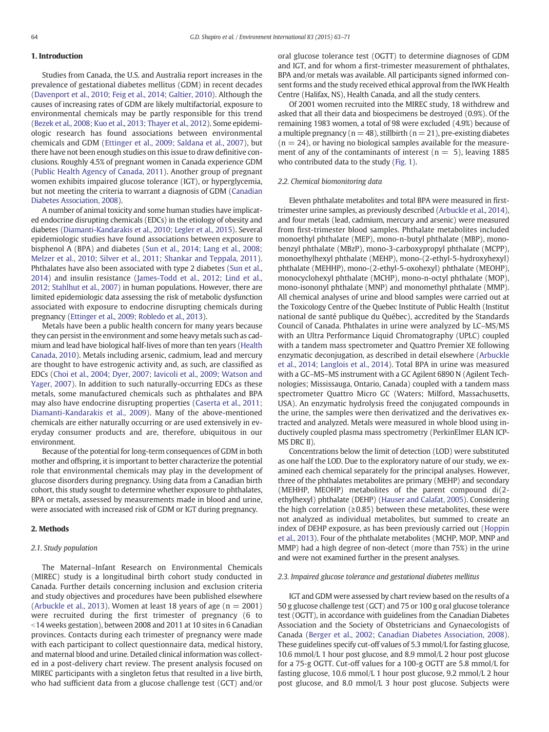## 1. Introduction

Studies from Canada, the U.S. and Australia report increases in the prevalence of gestational diabetes mellitus (GDM) in recent decades (Davenport et al., 2010; Feig et al., 2014; Galtier, 2010). Although the causes of increasing rates of GDM are likely multifactorial, exposure to environmental chemicals may be partly responsible for this trend (Bezek et al., 2008; Kuo et al., 2013; Thayer et al., 2012). Some epidemiologic research has found associations between environmental chemicals and GDM (Ettinger et al., 2009; Saldana et al., 2007), but there have not been enough studies on this issue to draw definitive conclusions. Roughly 4.5% of pregnant women in Canada experience GDM (Public Health Agency of Canada, 2011). Another group of pregnant women exhibits impaired glucose tolerance (IGT), or hyperglycemia, but not meeting the criteria to warrant a diagnosis of GDM (Canadian Diabetes Association, 2008).

A number of animal toxicity and some human studies have implicated endocrine disrupting chemicals (EDCs) in the etiology of obesity and diabetes (Diamanti-Kandarakis et al., 2010; Legler et al., 2015). Several epidemiologic studies have found associations between exposure to bisphenol A (BPA) and diabetes (Sun et al., 2014; Lang et al., 2008; Melzer et al., 2010; Silver et al., 2011; Shankar and Teppala, 2011). Phthalates have also been associated with type 2 diabetes (Sun et al., 2014) and insulin resistance (James-Todd et al., 2012; Lind et al., 2012; Stahlhut et al., 2007) in human populations. However, there are limited epidemiologic data assessing the risk of metabolic dysfunction associated with exposure to endocrine disrupting chemicals during pregnancy (Ettinger et al., 2009; Robledo et al., 2013).

Metals have been a public health concern for many years because they can persist in the environment and some heavy metals such as cadmium and lead have biological half-lives of more than ten years (Health Canada, 2010). Metals including arsenic, cadmium, lead and mercury are thought to have estrogenic activity and, as such, are classified as EDCs (Choi et al., 2004; Dyer, 2007; Iavicoli et al., 2009; Watson and Yager, 2007). In addition to such naturally-occurring EDCs as these metals, some manufactured chemicals such as phthalates and BPA may also have endocrine disrupting properties (Caserta et al., 2011; Diamanti-Kandarakis et al., 2009). Many of the above-mentioned chemicals are either naturally occurring or are used extensively in everyday consumer products and are, therefore, ubiquitous in our environment.

Because of the potential for long-term consequences of GDM in both mother and offspring, it is important to better characterize the potential role that environmental chemicals may play in the development of glucose disorders during pregnancy. Using data from a Canadian birth cohort, this study sought to determine whether exposure to phthalates, BPA or metals, assessed by measurements made in blood and urine, were associated with increased risk of GDM or IGT during pregnancy.

## 2. Methods

### 2.1. Study population

The Maternal–Infant Research on Environmental Chemicals (MIREC) study is a longitudinal birth cohort study conducted in Canada. Further details concerning inclusion and exclusion criteria and study objectives and procedures have been published elsewhere (Arbuckle et al., 2013). Women at least 18 years of age ($n = 2001$) were recruited during the first trimester of pregnancy (6 to <14 weeks gestation), between 2008 and 2011 at 10 sites in 6 Canadian provinces. Contacts during each trimester of pregnancy were made with each participant to collect questionnaire data, medical history, and maternal blood and urine. Detailed clinical information was collected in a post-delivery chart review. The present analysis focused on MIREC participants with a singleton fetus that resulted in a live birth, who had sufficient data from a glucose challenge test (GCT) and/or oral glucose tolerance test (OGTT) to determine diagnoses of GDM and IGT, and for whom a first-trimester measurement of phthalates, BPA and/or metals was available. All participants signed informed consent forms and the study received ethical approval from the IWK Health Centre (Halifax, NS), Health Canada, and all the study centers.

Of 2001 women recruited into the MIREC study, 18 withdrew and asked that all their data and biospecimens be destroyed (0.9%). Of the remaining 1983 women, a total of 98 were excluded (4.9%) because of a multiple pregnancy ($n = 48$), stillbirth ($n = 21$), pre-existing diabetes ($n = 24$), or having no biological samples available for the measurement of any of the contaminants of interest ($n = 5$), leaving 1885 who contributed data to the study (Fig. 1).

### 2.2. Chemical biomonitoring data

Eleven phthalate metabolites and total BPA were measured in first-trimester urine samples, as previously described (Arbuckle et al., 2014), and four metals (lead, cadmium, mercury and arsenic) were measured from first-trimester blood samples. Phthalate metabolites included monoethyl phthalate (MEP), mono-n-butyl phthalate (MBP), monobenzyl phthalate (MBzP), mono-3-carboxypropyl phthalate (MCPP), monoethylhexyl phthalate (MEHP), mono-(2-ethyl-5-hydroxyhexyl) phthalate (MEHHP), mono-(2-ethyl-5-oxohexyl) phthalate (MEOHP), monocyclohexyl phthalate (MCHP), mono-n-octyl phthalate (MOP), mono-isononyl phthalate (MNP) and monomethyl phthalate (MMP). All chemical analyses of urine and blood samples were carried out at the Toxicology Centre of the Quebec Institute of Public Health (Institut national de santé publique du Québec), accredited by the Standards Council of Canada. Phthalates in urine were analyzed by LC–MS/MS with an Ultra Performance Liquid Chromatography (UPLC) coupled with a tandem mass spectrometer and Quattro Premier XE following enzymatic deconjugation, as described in detail elsewhere (Arbuckle et al., 2014; Langlois et al., 2014). Total BPA in urine was measured with a GC–MS–MS instrument with a GC Agilent 6890 N (Agilent Technologies; Mississauga, Ontario, Canada) coupled with a tandem mass spectrometer Quattro Micro GC (Waters; Milford, Massachusetts, USA). An enzymatic hydrolysis freed the conjugated compounds in the urine, the samples were then derivatized and the derivatives extracted and analyzed. Metals were measured in whole blood using inductively coupled plasma mass spectrometry (PerkinElmer ELAN ICP-MS DRC II).

Concentrations below the limit of detection (LOD) were substituted as one half the LOD. Due to the exploratory nature of our study, we examined each chemical separately for the principal analyses. However, three of the phthalates metabolites are primary (MEHP) and secondary (MEHHP, MEOHP) metabolites of the parent compound di(2-ethylhexyl) phthalate (DEHP) (Hauser and Calafat, 2005). Considering the high correlation (≥0.85) between these metabolites, these were not analyzed as individual metabolites, but summed to create an index of DEHP exposure, as has been previously carried out (Hoppin et al., 2013). Four of the phthalate metabolites (MCHP, MOP, MNP and MMP) had a high degree of non-detect (more than 75%) in the urine and were not examined further in the present analyses.

### 2.3. Impaired glucose tolerance and gestational diabetes mellitus

IGT and GDM were assessed by chart review based on the results of a 50 g glucose challenge test (GCT) and 75 or 100 g oral glucose tolerance test (OGTT), in accordance with guidelines from the Canadian Diabetes Association and the Society of Obstetricians and Gynaecologists of Canada (Berger et al., 2002; Canadian Diabetes Association, 2008). These guidelines specify cut-off values of 5.3 mmol/L for fasting glucose, 10.6 mmol/L 1 hour post glucose, and 8.9 mmol/L 2 hour post glucose for a 75-g OGTT. Cut-off values for a 100-g OGTT are 5.8 mmol/L for fasting glucose, 10.6 mmol/L 1 hour post glucose, 9.2 mmol/L 2 hour post glucose, and 8.0 mmol/L 3 hour post glucose. Subjects were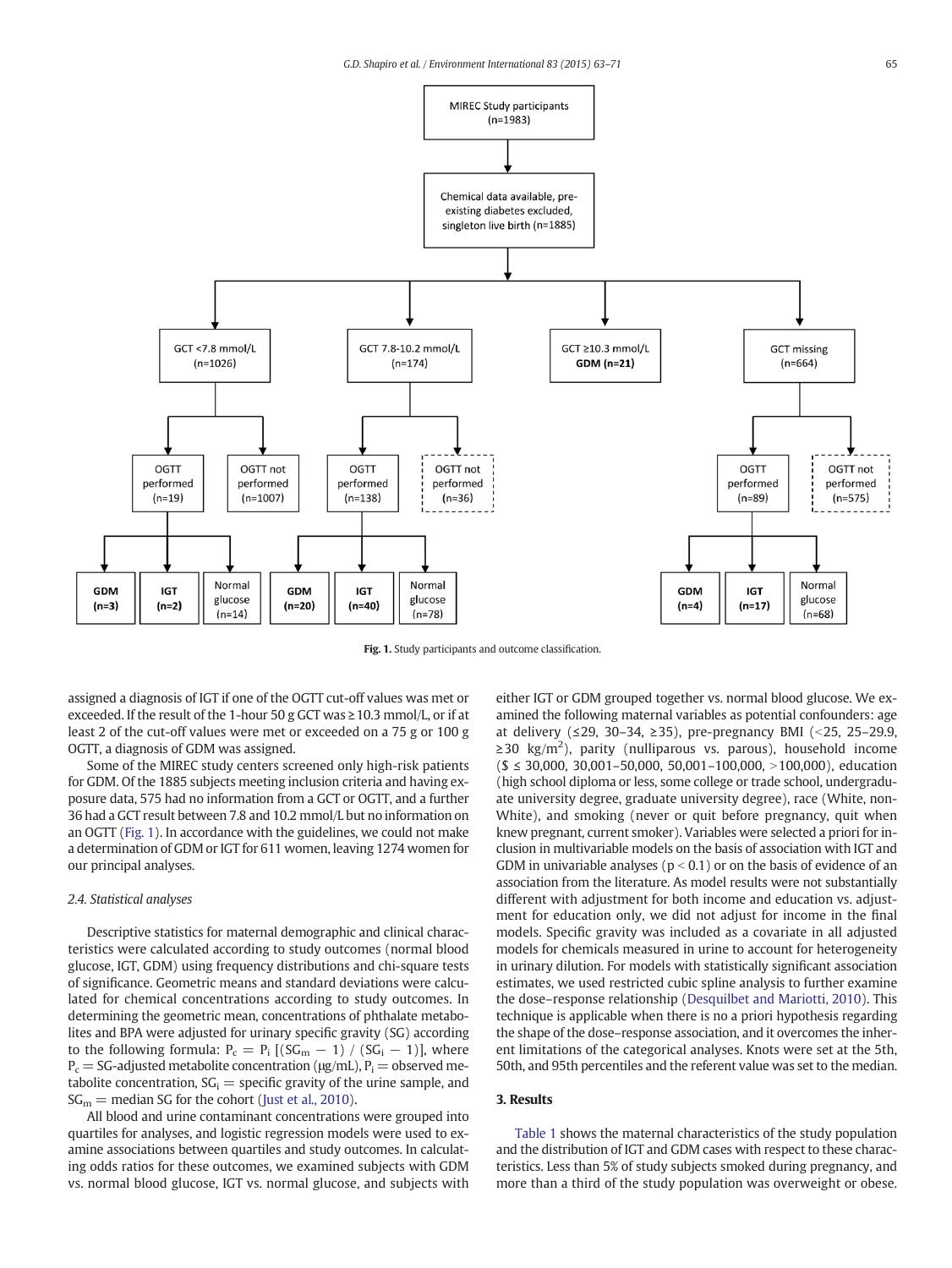MIREC Study participants (n=1983)

Chemical data available, pre-existing diabetes excluded, singleton live birth (n=1885)

GCT <7.8 mmol/L (n=1026) | GCT 7.8-10.2 mmol/L (n=174) | GCT ≥10.3 mmol/L **GDM (n=21)** | GCT missing (n=664)

OGTT performed (n=19) | OGTT not performed (n=1007) | OGTT performed (n=138) | OGTT not performed (n=36) | OGTT performed (n=89) | OGTT not performed (n=575)

**GDM (n=3)** | **IGT (n=2)** | Normal glucose (n=14) | **GDM (n=20)** | **IGT (n=40)** | Normal glucose (n=78) | **GDM (n=4)** | **IGT (n=17)** | Normal glucose (n=68)

**Fig. 1.** Study participants and outcome classification.

assigned a diagnosis of IGT if one of the OGTT cut-off values was met or exceeded. If the result of the 1-hour 50 g GCT was ≥10.3 mmol/L, or if at least 2 of the cut-off values were met or exceeded on a 75 g or 100 g OGTT, a diagnosis of GDM was assigned.

Some of the MIREC study centers screened only high-risk patients for GDM. Of the 1885 subjects meeting inclusion criteria and having exposure data, 575 had no information from a GCT or OGTT, and a further 36 had a GCT result between 7.8 and 10.2 mmol/L but no information on an OGTT (Fig. 1). In accordance with the guidelines, we could not make a determination of GDM or IGT for 611 women, leaving 1274 women for our principal analyses.

### 2.4. Statistical analyses

Descriptive statistics for maternal demographic and clinical characteristics were calculated according to study outcomes (normal blood glucose, IGT, GDM) using frequency distributions and chi-square tests of significance. Geometric means and standard deviations were calculated for chemical concentrations according to study outcomes. In determining the geometric mean, concentrations of phthalate metabolites and BPA were adjusted for urinary specific gravity (SG) according to the following formula: $P_c = P_i\ [(SG_m - 1) / (SG_i - 1)]$, where $P_c$ = SG-adjusted metabolite concentration (μg/mL), $P_i$ = observed metabolite concentration, $SG_i$ = specific gravity of the urine sample, and $SG_m$ = median SG for the cohort (Just et al., 2010).

All blood and urine contaminant concentrations were grouped into quartiles for analyses, and logistic regression models were used to examine associations between quartiles and study outcomes. In calculating odds ratios for these outcomes, we examined subjects with GDM vs. normal blood glucose, IGT vs. normal glucose, and subjects with either IGT or GDM grouped together vs. normal blood glucose. We examined the following maternal variables as potential confounders: age at delivery (≤29, 30–34, ≥35), pre-pregnancy BMI (<25, 25–29.9, ≥30 kg/m$^2$), parity (nulliparous vs. parous), household income ($ ≤ 30,000, 30,001–50,000, 50,001–100,000, >100,000), education (high school diploma or less, some college or trade school, undergraduate university degree, graduate university degree), race (White, non-White), and smoking (never or quit before pregnancy, quit when knew pregnant, current smoker). Variables were selected a priori for inclusion in multivariable models on the basis of association with IGT and GDM in univariable analyses ($p < 0.1$) or on the basis of evidence of an association from the literature. As model results were not substantially different with adjustment for both income and education vs. adjustment for education only, we did not adjust for income in the final models. Specific gravity was included as a covariate in all adjusted models for chemicals measured in urine to account for heterogeneity in urinary dilution. For models with statistically significant association estimates, we used restricted cubic spline analysis to further examine the dose–response relationship (Desquilbet and Mariotti, 2010). This technique is applicable when there is no a priori hypothesis regarding the shape of the dose–response association, and it overcomes the inherent limitations of the categorical analyses. Knots were set at the 5th, 50th, and 95th percentiles and the referent value was set to the median.

## 3. Results

Table 1 shows the maternal characteristics of the study population and the distribution of IGT and GDM cases with respect to these characteristics. Less than 5% of study subjects smoked during pregnancy, and more than a third of the study population was overweight or obese.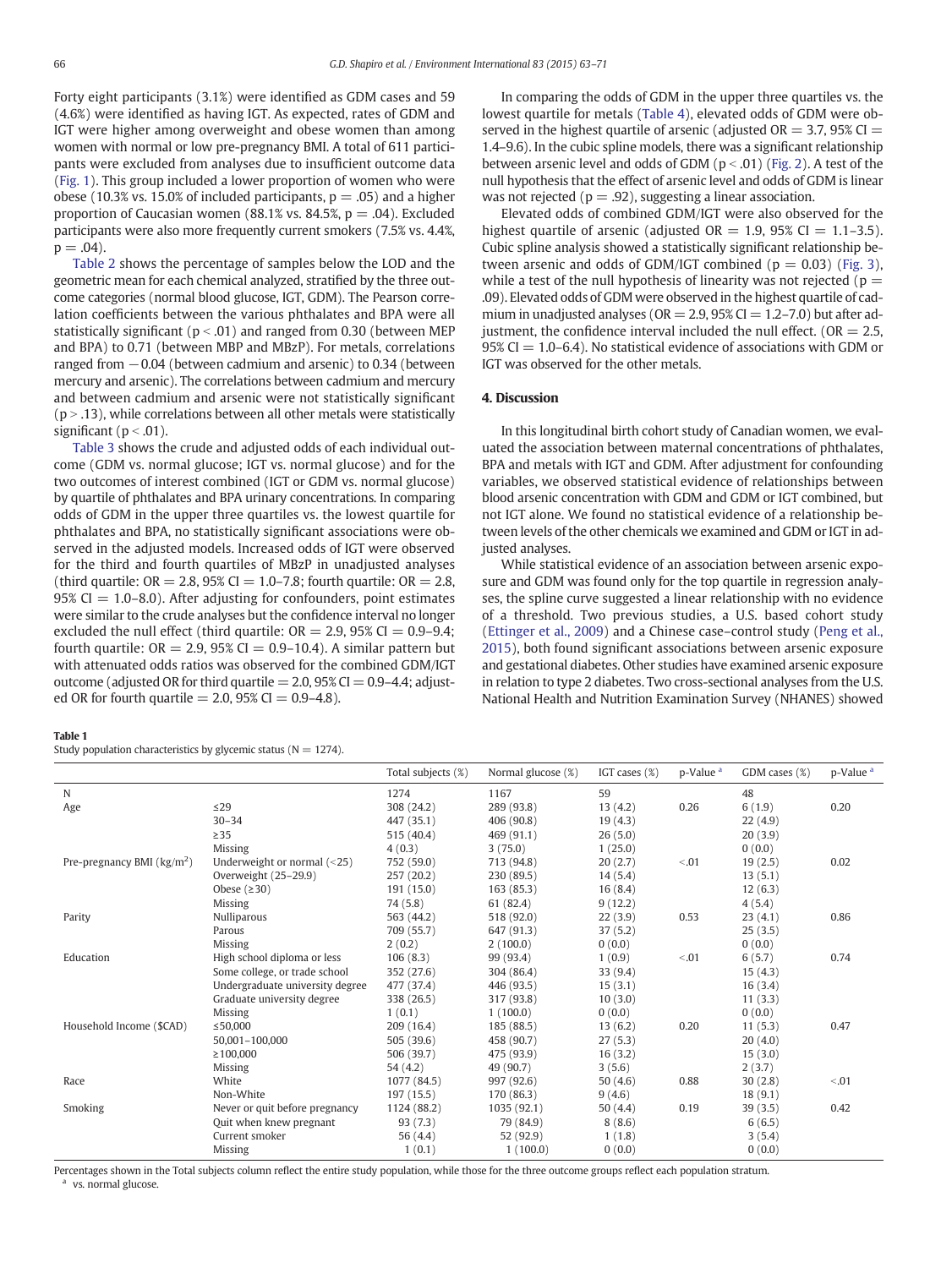Forty eight participants (3.1%) were identified as GDM cases and 59 (4.6%) were identified as having IGT. As expected, rates of GDM and IGT were higher among overweight and obese women than among women with normal or low pre-pregnancy BMI. A total of 611 participants were excluded from analyses due to insufficient outcome data (Fig. 1). This group included a lower proportion of women who were obese (10.3% vs. 15.0% of included participants, p = .05) and a higher proportion of Caucasian women (88.1% vs. 84.5%, p = .04). Excluded participants were also more frequently current smokers (7.5% vs. 4.4%, p = .04).

Table 2 shows the percentage of samples below the LOD and the geometric mean for each chemical analyzed, stratified by the three outcome categories (normal blood glucose, IGT, GDM). The Pearson correlation coefficients between the various phthalates and BPA were all statistically significant (p < .01) and ranged from 0.30 (between MEP and BPA) to 0.71 (between MBP and MBzP). For metals, correlations ranged from −0.04 (between cadmium and arsenic) to 0.34 (between mercury and arsenic). The correlations between cadmium and mercury and between cadmium and arsenic were not statistically significant (p > .13), while correlations between all other metals were statistically significant (p < .01).

Table 3 shows the crude and adjusted odds of each individual outcome (GDM vs. normal glucose; IGT vs. normal glucose) and for the two outcomes of interest combined (IGT or GDM vs. normal glucose) by quartile of phthalates and BPA urinary concentrations. In comparing odds of GDM in the upper three quartiles vs. the lowest quartile for phthalates and BPA, no statistically significant associations were observed in the adjusted models. Increased odds of IGT were observed for the third and fourth quartiles of MBzP in unadjusted analyses (third quartile: OR = 2.8, 95% CI = 1.0–7.8; fourth quartile: OR = 2.8, 95% CI = 1.0–8.0). After adjusting for confounders, point estimates were similar to the crude analyses but the confidence interval no longer excluded the null effect (third quartile: OR = 2.9, 95% CI = 0.9–9.4; fourth quartile: OR = 2.9, 95% CI = 0.9–10.4). A similar pattern but with attenuated odds ratios was observed for the combined GDM/IGT outcome (adjusted OR for third quartile = 2.0, 95% CI = 0.9–4.4; adjusted OR for fourth quartile = 2.0, 95% CI = 0.9–4.8).

In comparing the odds of GDM in the upper three quartiles vs. the lowest quartile for metals (Table 4), elevated odds of GDM were observed in the highest quartile of arsenic (adjusted OR = 3.7, 95% CI = 1.4–9.6). In the cubic spline models, there was a significant relationship between arsenic level and odds of GDM (p < .01) (Fig. 2). A test of the null hypothesis that the effect of arsenic level and odds of GDM is linear was not rejected (p = .92), suggesting a linear association.

Elevated odds of combined GDM/IGT were also observed for the highest quartile of arsenic (adjusted OR = 1.9, 95% CI = 1.1–3.5). Cubic spline analysis showed a statistically significant relationship between arsenic and odds of GDM/IGT combined (p = 0.03) (Fig. 3), while a test of the null hypothesis of linearity was not rejected (p = .09). Elevated odds of GDM were observed in the highest quartile of cadmium in unadjusted analyses (OR = 2.9, 95% CI = 1.2–7.0) but after adjustment, the confidence interval included the null effect. (OR = 2.5, 95% CI = 1.0–6.4). No statistical evidence of associations with GDM or IGT was observed for the other metals.

## 4. Discussion

In this longitudinal birth cohort study of Canadian women, we evaluated the association between maternal concentrations of phthalates, BPA and metals with IGT and GDM. After adjustment for confounding variables, we observed statistical evidence of relationships between blood arsenic concentration with GDM and GDM or IGT combined, but not IGT alone. We found no statistical evidence of a relationship between levels of the other chemicals we examined and GDM or IGT in adjusted analyses.

While statistical evidence of an association between arsenic exposure and GDM was found only for the top quartile in regression analyses, the spline curve suggested a linear relationship with no evidence of a threshold. Two previous studies, a U.S. based cohort study (Ettinger et al., 2009) and a Chinese case–control study (Peng et al., 2015), both found significant associations between arsenic exposure and gestational diabetes. Other studies have examined arsenic exposure in relation to type 2 diabetes. Two cross-sectional analyses from the U.S. National Health and Nutrition Examination Survey (NHANES) showed

**Table 1**
Study population characteristics by glycemic status (N = 1274).

| | | Total subjects (%) | Normal glucose (%) | IGT cases (%) | p-Value [a] | GDM cases (%) | p-Value [a] |
|---|---|---|---|---|---|---|---|
| N | | 1274 | 1167 | 59 | | 48 | |
| Age | ≤29 | 308 (24.2) | 289 (93.8) | 13 (4.2) | 0.26 | 6 (1.9) | 0.20 |
| | 30–34 | 447 (35.1) | 406 (90.8) | 19 (4.3) | | 22 (4.9) | |
| | ≥35 | 515 (40.4) | 469 (91.1) | 26 (5.0) | | 20 (3.9) | |
| | Missing | 4 (0.3) | 3 (75.0) | 1 (25.0) | | 0 (0.0) | |
| Pre-pregnancy BMI (kg/m²) | Underweight or normal (<25) | 752 (59.0) | 713 (94.8) | 20 (2.7) | <.01 | 19 (2.5) | 0.02 |
| | Overweight (25–29.9) | 257 (20.2) | 230 (89.5) | 14 (5.4) | | 13 (5.1) | |
| | Obese (≥30) | 191 (15.0) | 163 (85.3) | 16 (8.4) | | 12 (6.3) | |
| | Missing | 74 (5.8) | 61 (82.4) | 9 (12.2) | | 4 (5.4) | |
| Parity | Nulliparous | 563 (44.2) | 518 (92.0) | 22 (3.9) | 0.53 | 23 (4.1) | 0.86 |
| | Parous | 709 (55.7) | 647 (91.3) | 37 (5.2) | | 25 (3.5) | |
| | Missing | 2 (0.2) | 2 (100.0) | 0 (0.0) | | 0 (0.0) | |
| Education | High school diploma or less | 106 (8.3) | 99 (93.4) | 1 (0.9) | <.01 | 6 (5.7) | 0.74 |
| | Some college, or trade school | 352 (27.6) | 304 (86.4) | 33 (9.4) | | 15 (4.3) | |
| | Undergraduate university degree | 477 (37.4) | 446 (93.5) | 15 (3.1) | | 16 (3.4) | |
| | Graduate university degree | 338 (26.5) | 317 (93.8) | 10 (3.0) | | 11 (3.3) | |
| | Missing | 1 (0.1) | 1 (100.0) | 0 (0.0) | | 0 (0.0) | |
| Household Income ($CAD) | ≤50,000 | 209 (16.4) | 185 (88.5) | 13 (6.2) | 0.20 | 11 (5.3) | 0.47 |
| | 50,001–100,000 | 505 (39.6) | 458 (90.7) | 27 (5.3) | | 20 (4.0) | |
| | ≥100,000 | 506 (39.7) | 475 (93.9) | 16 (3.2) | | 15 (3.0) | |
| | Missing | 54 (4.2) | 49 (90.7) | 3 (5.6) | | 2 (3.7) | |
| Race | White | 1077 (84.5) | 997 (92.6) | 50 (4.6) | 0.88 | 30 (2.8) | <.01 |
| | Non-White | 197 (15.5) | 170 (86.3) | 9 (4.6) | | 18 (9.1) | |
| Smoking | Never or quit before pregnancy | 1124 (88.2) | 1035 (92.1) | 50 (4.4) | 0.19 | 39 (3.5) | 0.42 |
| | Quit when knew pregnant | 93 (7.3) | 79 (84.9) | 8 (8.6) | | 6 (6.5) | |
| | Current smoker | 56 (4.4) | 52 (92.9) | 1 (1.8) | | 3 (5.4) | |
| | Missing | 1 (0.1) | 1 (100.0) | 0 (0.0) | | 0 (0.0) | |

Percentages shown in the Total subjects column reflect the entire study population, while those for the three outcome groups reflect each population stratum.
[a] vs. normal glucose.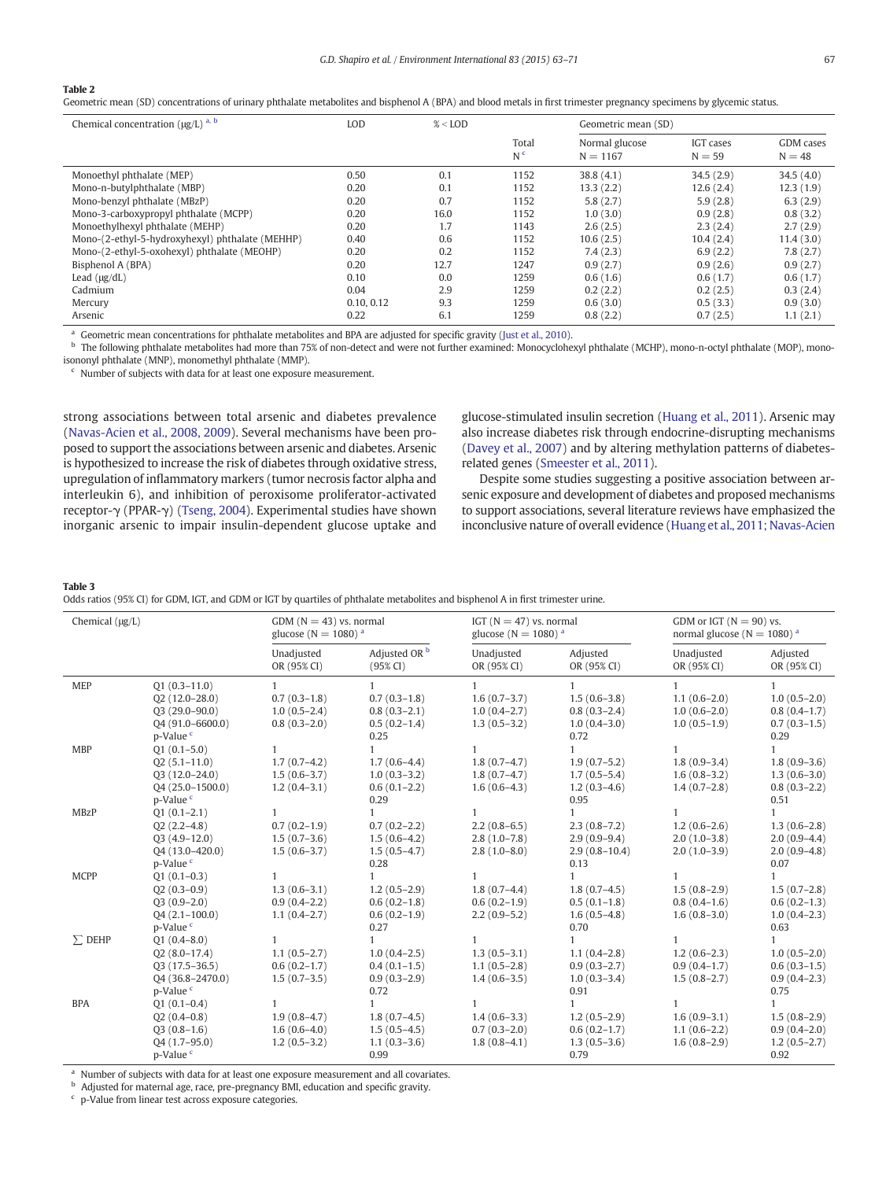**Table 2**

Geometric mean (SD) concentrations of urinary phthalate metabolites and bisphenol A (BPA) and blood metals in first trimester pregnancy specimens by glycemic status.

| Chemical concentration (μg/L) [a, b] | LOD | % < LOD | Total N [c] | Geometric mean (SD) | | |
|---|---|---|---|---|---|---|
| | | | | Normal glucose N = 1167 | IGT cases N = 59 | GDM cases N = 48 |
| Monoethyl phthalate (MEP) | 0.50 | 0.1 | 1152 | 38.8 (4.1) | 34.5 (2.9) | 34.5 (4.0) |
| Mono-n-butylphthalate (MBP) | 0.20 | 0.1 | 1152 | 13.3 (2.2) | 12.6 (2.4) | 12.3 (1.9) |
| Mono-benzyl phthalate (MBzP) | 0.20 | 0.7 | 1152 | 5.8 (2.7) | 5.9 (2.8) | 6.3 (2.9) |
| Mono-3-carboxypropyl phthalate (MCPP) | 0.20 | 16.0 | 1152 | 1.0 (3.0) | 0.9 (2.8) | 0.8 (3.2) |
| Monoethylhexyl phthalate (MEHP) | 0.20 | 1.7 | 1143 | 2.6 (2.5) | 2.3 (2.4) | 2.7 (2.9) |
| Mono-(2-ethyl-5-hydroxyhexyl) phthalate (MEHHP) | 0.40 | 0.6 | 1152 | 10.6 (2.5) | 10.4 (2.4) | 11.4 (3.0) |
| Mono-(2-ethyl-5-oxohexyl) phthalate (MEOHP) | 0.20 | 0.2 | 1152 | 7.4 (2.3) | 6.9 (2.2) | 7.8 (2.7) |
| Bisphenol A (BPA) | 0.20 | 12.7 | 1247 | 0.9 (2.7) | 0.9 (2.6) | 0.9 (2.7) |
| Lead (μg/dL) | 0.10 | 0.0 | 1259 | 0.6 (1.6) | 0.6 (1.7) | 0.6 (1.7) |
| Cadmium | 0.04 | 2.9 | 1259 | 0.2 (2.2) | 0.2 (2.5) | 0.3 (2.4) |
| Mercury | 0.10, 0.12 | 9.3 | 1259 | 0.6 (3.0) | 0.5 (3.3) | 0.9 (3.0) |
| Arsenic | 0.22 | 6.1 | 1259 | 0.8 (2.2) | 0.7 (2.5) | 1.1 (2.1) |

[a] Geometric mean concentrations for phthalate metabolites and BPA are adjusted for specific gravity (Just et al., 2010).

[b] The following phthalate metabolites had more than 75% of non-detect and were not further examined: Monocyclohexyl phthalate (MCHP), mono-n-octyl phthalate (MOP), mono-isononyl phthalate (MNP), monomethyl phthalate (MMP).

[c] Number of subjects with data for at least one exposure measurement.

strong associations between total arsenic and diabetes prevalence (Navas-Acien et al., 2008, 2009). Several mechanisms have been proposed to support the associations between arsenic and diabetes. Arsenic is hypothesized to increase the risk of diabetes through oxidative stress, upregulation of inflammatory markers (tumor necrosis factor alpha and interleukin 6), and inhibition of peroxisome proliferator-activated receptor-γ (PPAR-γ) (Tseng, 2004). Experimental studies have shown inorganic arsenic to impair insulin-dependent glucose uptake and glucose-stimulated insulin secretion (Huang et al., 2011). Arsenic may also increase diabetes risk through endocrine-disrupting mechanisms (Davey et al., 2007) and by altering methylation patterns of diabetes-related genes (Smeester et al., 2011).

Despite some studies suggesting a positive association between arsenic exposure and development of diabetes and proposed mechanisms to support associations, several literature reviews have emphasized the inconclusive nature of overall evidence (Huang et al., 2011; Navas-Acien

**Table 3**

Odds ratios (95% CI) for GDM, IGT, and GDM or IGT by quartiles of phthalate metabolites and bisphenol A in first trimester urine.

| Chemical (μg/L) | | GDM (N = 43) vs. normal glucose (N = 1080) [a] | | IGT (N = 47) vs. normal glucose (N = 1080) [a] | | GDM or IGT (N = 90) vs. normal glucose (N = 1080) [a] | |
|---|---|---|---|---|---|---|---|
| | | Unadjusted OR (95% CI) | Adjusted OR [b] (95% CI) | Unadjusted OR (95% CI) | Adjusted OR (95% CI) | Unadjusted OR (95% CI) | Adjusted OR (95% CI) |
| MEP | Q1 (0.3–11.0) | 1 | 1 | 1 | 1 | 1 | 1 |
| | Q2 (12.0–28.0) | 0.7 (0.3–1.8) | 0.7 (0.3–1.8) | 1.6 (0.7–3.7) | 1.5 (0.6–3.8) | 1.1 (0.6–2.0) | 1.0 (0.5–2.0) |
| | Q3 (29.0–90.0) | 1.0 (0.4–2.4) | 0.8 (0.3–2.1) | 1.0 (0.4–2.7) | 0.8 (0.3–2.4) | 1.0 (0.6–2.0) | 0.8 (0.4–1.7) |
| | Q4 (91.0–6600.0) | 0.8 (0.3–2.0) | 0.5 (0.2–1.4) | 1.3 (0.5–3.2) | 1.0 (0.4–3.0) | 1.0 (0.5–1.9) | 0.7 (0.3–1.5) |
| | p-Value [c] | | 0.25 | | 0.72 | | 0.29 |
| MBP | Q1 (0.1–5.0) | 1 | 1 | 1 | 1 | 1 | 1 |
| | Q2 (5.1–11.0) | 1.7 (0.7–4.2) | 1.7 (0.6–4.4) | 1.8 (0.7–4.7) | 1.9 (0.7–5.2) | 1.8 (0.9–3.4) | 1.8 (0.9–3.6) |
| | Q3 (12.0–24.0) | 1.5 (0.6–3.7) | 1.0 (0.3–3.2) | 1.8 (0.7–4.7) | 1.7 (0.5–5.4) | 1.6 (0.8–3.2) | 1.3 (0.6–3.0) |
| | Q4 (25.0–1500.0) | 1.2 (0.4–3.1) | 0.6 (0.1–2.2) | 1.6 (0.6–4.3) | 1.2 (0.3–4.6) | 1.4 (0.7–2.8) | 0.8 (0.3–2.2) |
| | p-Value [c] | | 0.29 | | 0.95 | | 0.51 |
| MBzP | Q1 (0.1–2.1) | 1 | 1 | 1 | 1 | 1 | 1 |
| | Q2 (2.2–4.8) | 0.7 (0.2–1.9) | 0.7 (0.2–2.2) | 2.2 (0.8–6.5) | 2.3 (0.8–7.2) | 1.2 (0.6–2.6) | 1.3 (0.6–2.8) |
| | Q3 (4.9–12.0) | 1.5 (0.7–3.6) | 1.5 (0.6–4.2) | 2.8 (1.0–7.8) | 2.9 (0.9–9.4) | 2.0 (1.0–3.8) | 2.0 (0.9–4.4) |
| | Q4 (13.0–420.0) | 1.5 (0.6–3.7) | 1.5 (0.5–4.7) | 2.8 (1.0–8.0) | 2.9 (0.8–10.4) | 2.0 (1.0–3.9) | 2.0 (0.9–4.8) |
| | p-Value [c] | | 0.28 | | 0.13 | | 0.07 |
| MCPP | Q1 (0.1–0.3) | 1 | 1 | 1 | 1 | 1 | 1 |
| | Q2 (0.3–0.9) | 1.3 (0.6–3.1) | 1.2 (0.5–2.9) | 1.8 (0.7–4.4) | 1.8 (0.7–4.5) | 1.5 (0.8–2.9) | 1.5 (0.7–2.8) |
| | Q3 (0.9–2.0) | 0.9 (0.4–2.2) | 0.6 (0.2–1.8) | 0.6 (0.2–1.9) | 0.5 (0.1–1.8) | 0.8 (0.4–1.6) | 0.6 (0.2–1.3) |
| | Q4 (2.1–100.0) | 1.1 (0.4–2.7) | 0.6 (0.2–1.9) | 2.2 (0.9–5.2) | 1.6 (0.5–4.8) | 1.6 (0.8–3.0) | 1.0 (0.4–2.3) |
| | p-Value [c] | | 0.27 | | 0.70 | | 0.63 |
| ∑ DEHP | Q1 (0.4–8.0) | 1 | 1 | 1 | 1 | 1 | 1 |
| | Q2 (8.0–17.4) | 1.1 (0.5–2.7) | 1.0 (0.4–2.5) | 1.3 (0.5–3.1) | 1.1 (0.4–2.8) | 1.2 (0.6–2.3) | 1.0 (0.5–2.0) |
| | Q3 (17.5–36.5) | 0.6 (0.2–1.7) | 0.4 (0.1–1.5) | 1.1 (0.5–2.8) | 0.9 (0.3–2.7) | 0.9 (0.4–1.7) | 0.6 (0.3–1.5) |
| | Q4 (36.8–2470.0) | 1.5 (0.7–3.5) | 0.9 (0.3–2.9) | 1.4 (0.6–3.5) | 1.0 (0.3–3.4) | 1.5 (0.8–2.7) | 0.9 (0.4–2.3) |
| | p-Value [c] | | 0.72 | | 0.91 | | 0.75 |
| BPA | Q1 (0.1–0.4) | 1 | 1 | 1 | 1 | 1 | 1 |
| | Q2 (0.4–0.8) | 1.9 (0.8–4.7) | 1.8 (0.7–4.5) | 1.4 (0.6–3.3) | 1.2 (0.5–2.9) | 1.6 (0.9–3.1) | 1.5 (0.8–2.9) |
| | Q3 (0.8–1.6) | 1.6 (0.6–4.0) | 1.5 (0.5–4.5) | 0.7 (0.3–2.0) | 0.6 (0.2–1.7) | 1.1 (0.6–2.2) | 0.9 (0.4–2.0) |
| | Q4 (1.7–95.0) | 1.2 (0.5–3.2) | 1.1 (0.3–3.6) | 1.8 (0.8–4.1) | 1.3 (0.5–3.6) | 1.6 (0.8–2.9) | 1.2 (0.5–2.7) |
| | p-Value [c] | | 0.99 | | 0.79 | | 0.92 |

[a] Number of subjects with data for at least one exposure measurement and all covariates.

[b] Adjusted for maternal age, race, pre-pregnancy BMI, education and specific gravity.

[c] p-Value from linear test across exposure categories.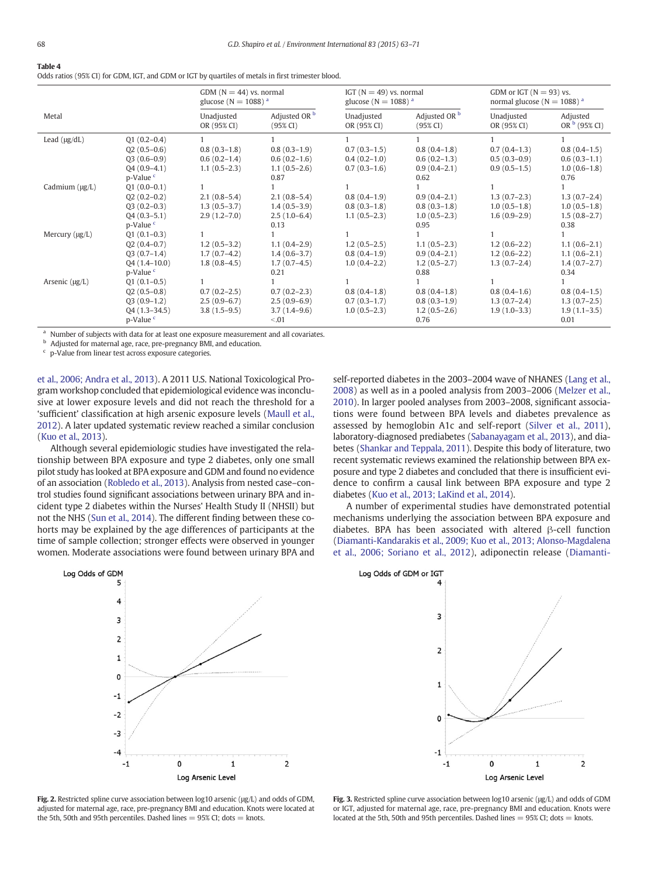**Table 4**
Odds ratios (95% CI) for GDM, IGT, and GDM or IGT by quartiles of metals in first trimester blood.

| Metal | | GDM (N = 44) vs. normal glucose (N = 1088) [a] | | IGT (N = 49) vs. normal glucose (N = 1088) [a] | | GDM or IGT (N = 93) vs. normal glucose (N = 1088) [a] | |
|---|---|---|---|---|---|---|---|
| | | Unadjusted OR (95% CI) | Adjusted OR [b] (95% CI) | Unadjusted OR (95% CI) | Adjusted OR [b] (95% CI) | Unadjusted OR (95% CI) | Adjusted OR [b] (95% CI) |
| Lead (μg/dL) | Q1 (0.2–0.4) | 1 | 1 | 1 | 1 | 1 | 1 |
| | Q2 (0.5–0.6) | 0.8 (0.3–1.8) | 0.8 (0.3–1.9) | 0.7 (0.3–1.5) | 0.8 (0.4–1.8) | 0.7 (0.4–1.3) | 0.8 (0.4–1.5) |
| | Q3 (0.6–0.9) | 0.6 (0.2–1.4) | 0.6 (0.2–1.6) | 0.4 (0.2–1.0) | 0.6 (0.2–1.3) | 0.5 (0.3–0.9) | 0.6 (0.3–1.1) |
| | Q4 (0.9–4.1) | 1.1 (0.5–2.3) | 1.1 (0.5–2.6) | 0.7 (0.3–1.6) | 0.9 (0.4–2.1) | 0.9 (0.5–1.5) | 1.0 (0.6–1.8) |
| | p-Value [c] | | 0.87 | | 0.62 | | 0.76 |
| Cadmium (μg/L) | Q1 (0.0–0.1) | 1 | 1 | 1 | 1 | 1 | 1 |
| | Q2 (0.2–0.2) | 2.1 (0.8–5.4) | 2.1 (0.8–5.4) | 0.8 (0.4–1.9) | 0.9 (0.4–2.1) | 1.3 (0.7–2.3) | 1.3 (0.7–2.4) |
| | Q3 (0.2–0.3) | 1.3 (0.5–3.7) | 1.4 (0.5–3.9) | 0.8 (0.3–1.8) | 0.8 (0.3–1.8) | 1.0 (0.5–1.8) | 1.0 (0.5–1.8) |
| | Q4 (0.3–5.1) | 2.9 (1.2–7.0) | 2.5 (1.0–6.4) | 1.1 (0.5–2.3) | 1.0 (0.5–2.3) | 1.6 (0.9–2.9) | 1.5 (0.8–2.7) |
| | p-Value [c] | | 0.13 | | 0.95 | | 0.38 |
| Mercury (μg/L) | Q1 (0.1–0.3) | 1 | 1 | 1 | 1 | 1 | 1 |
| | Q2 (0.4–0.7) | 1.2 (0.5–3.2) | 1.1 (0.4–2.9) | 1.2 (0.5–2.5) | 1.1 (0.5–2.3) | 1.2 (0.6–2.2) | 1.1 (0.6–2.1) |
| | Q3 (0.7–1.4) | 1.7 (0.7–4.2) | 1.4 (0.6–3.7) | 0.8 (0.4–1.9) | 0.9 (0.4–2.1) | 1.2 (0.6–2.2) | 1.1 (0.6–2.1) |
| | Q4 (1.4–10.0) | 1.8 (0.8–4.5) | 1.7 (0.7–4.5) | 1.0 (0.4–2.2) | 1.2 (0.5–2.7) | 1.3 (0.7–2.4) | 1.4 (0.7–2.7) |
| | p-Value [c] | | 0.21 | | 0.88 | | 0.34 |
| Arsenic (μg/L) | Q1 (0.1–0.5) | 1 | 1 | 1 | 1 | 1 | 1 |
| | Q2 (0.5–0.8) | 0.7 (0.2–2.5) | 0.7 (0.2–2.3) | 0.8 (0.4–1.8) | 0.8 (0.4–1.8) | 0.8 (0.4–1.6) | 0.8 (0.4–1.5) |
| | Q3 (0.9–1.2) | 2.5 (0.9–6.7) | 2.5 (0.9–6.9) | 0.7 (0.3–1.7) | 0.8 (0.3–1.9) | 1.3 (0.7–2.4) | 1.3 (0.7–2.5) |
| | Q4 (1.3–34.5) | 3.8 (1.5–9.5) | 3.7 (1.4–9.6) | 1.0 (0.5–2.3) | 1.2 (0.5–2.6) | 1.9 (1.0–3.3) | 1.9 (1.1–3.5) |
| | p-Value [c] | | <.01 | | 0.76 | | 0.01 |

[a] Number of subjects with data for at least one exposure measurement and all covariates.
[b] Adjusted for maternal age, race, pre-pregnancy BMI, and education.
[c] p-Value from linear test across exposure categories.

et al., 2006; Andra et al., 2013). A 2011 U.S. National Toxicological Program workshop concluded that epidemiological evidence was inconclusive at lower exposure levels and did not reach the threshold for a 'sufficient' classification at high arsenic exposure levels (Maull et al., 2012). A later updated systematic review reached a similar conclusion (Kuo et al., 2013).

Although several epidemiologic studies have investigated the relationship between BPA exposure and type 2 diabetes, only one small pilot study has looked at BPA exposure and GDM and found no evidence of an association (Robledo et al., 2013). Analysis from nested case–control studies found significant associations between urinary BPA and incident type 2 diabetes within the Nurses' Health Study II (NHSII) but not the NHS (Sun et al., 2014). The different finding between these cohorts may be explained by the age differences of participants at the time of sample collection; stronger effects were observed in younger women. Moderate associations were found between urinary BPA and self-reported diabetes in the 2003–2004 wave of NHANES (Lang et al., 2008) as well as in a pooled analysis from 2003–2006 (Melzer et al., 2010). In larger pooled analyses from 2003–2008, significant associations were found between BPA levels and diabetes prevalence as assessed by hemoglobin A1c and self-report (Silver et al., 2011), laboratory-diagnosed prediabetes (Sabanayagam et al., 2013), and diabetes (Shankar and Teppala, 2011). Despite this body of literature, two recent systematic reviews examined the relationship between BPA exposure and type 2 diabetes and concluded that there is insufficient evidence to confirm a causal link between BPA exposure and type 2 diabetes (Kuo et al., 2013; LaKind et al., 2014).

A number of experimental studies have demonstrated potential mechanisms underlying the association between BPA exposure and diabetes. BPA has been associated with altered β-cell function (Diamanti-Kandarakis et al., 2009; Kuo et al., 2013; Alonso-Magdalena et al., 2006; Soriano et al., 2012), adiponectin release (Diamanti-

**Fig. 2.** Restricted spline curve association between log10 arsenic (μg/L) and odds of GDM, adjusted for maternal age, race, pre-pregnancy BMI and education. Knots were located at the 5th, 50th and 95th percentiles. Dashed lines = 95% CI; dots = knots.

**Fig. 3.** Restricted spline curve association between log10 arsenic (μg/L) and odds of GDM or IGT, adjusted for maternal age, race, pre-pregnancy BMI and education. Knots were located at the 5th, 50th and 95th percentiles. Dashed lines = 95% CI; dots = knots.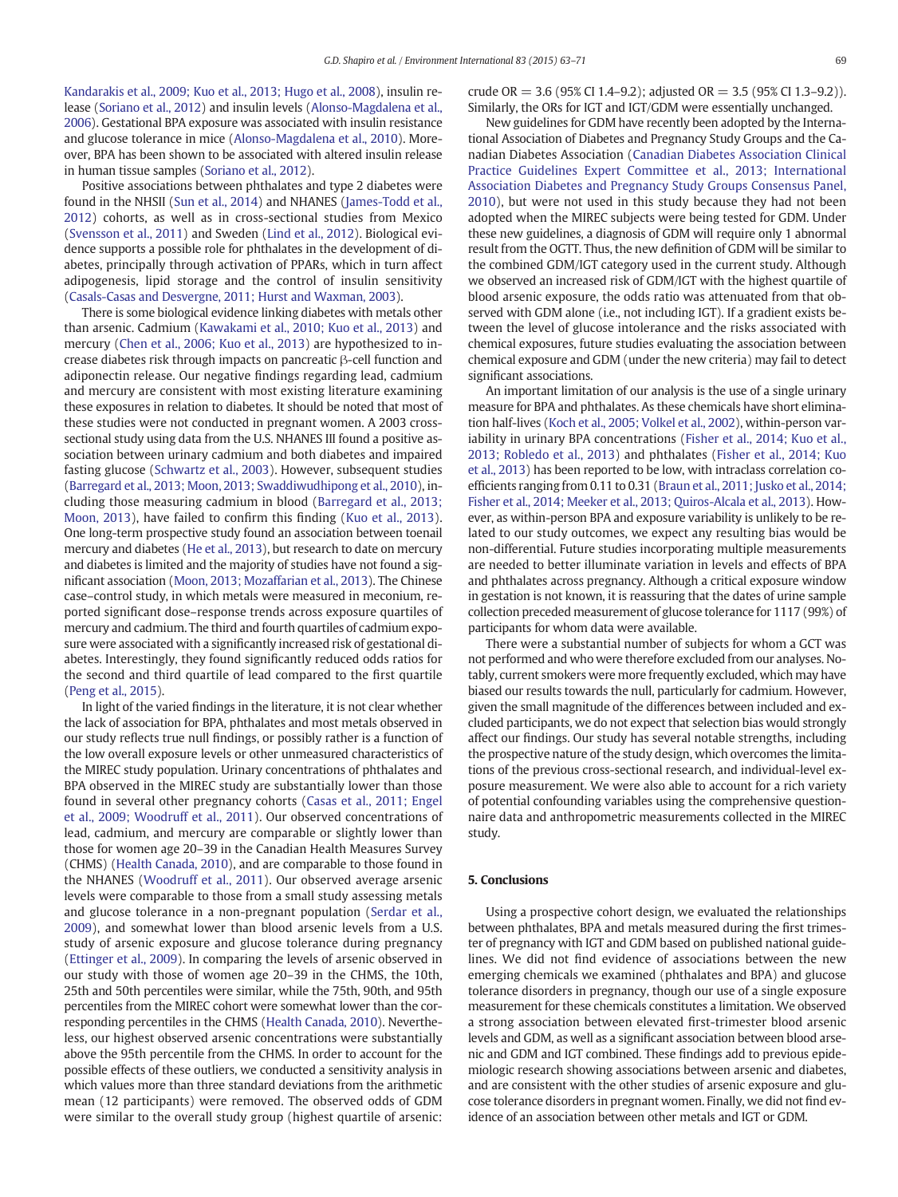Kandarakis et al., 2009; Kuo et al., 2013; Hugo et al., 2008), insulin release (Soriano et al., 2012) and insulin levels (Alonso-Magdalena et al., 2006). Gestational BPA exposure was associated with insulin resistance and glucose tolerance in mice (Alonso-Magdalena et al., 2010). Moreover, BPA has been shown to be associated with altered insulin release in human tissue samples (Soriano et al., 2012).

Positive associations between phthalates and type 2 diabetes were found in the NHSII (Sun et al., 2014) and NHANES (James-Todd et al., 2012) cohorts, as well as in cross-sectional studies from Mexico (Svensson et al., 2011) and Sweden (Lind et al., 2012). Biological evidence supports a possible role for phthalates in the development of diabetes, principally through activation of PPARs, which in turn affect adipogenesis, lipid storage and the control of insulin sensitivity (Casals-Casas and Desvergne, 2011; Hurst and Waxman, 2003).

There is some biological evidence linking diabetes with metals other than arsenic. Cadmium (Kawakami et al., 2010; Kuo et al., 2013) and mercury (Chen et al., 2006; Kuo et al., 2013) are hypothesized to increase diabetes risk through impacts on pancreatic β-cell function and adiponectin release. Our negative findings regarding lead, cadmium and mercury are consistent with most existing literature examining these exposures in relation to diabetes. It should be noted that most of these studies were not conducted in pregnant women. A 2003 cross-sectional study using data from the U.S. NHANES III found a positive association between urinary cadmium and both diabetes and impaired fasting glucose (Schwartz et al., 2003). However, subsequent studies (Barregard et al., 2013; Moon, 2013; Swaddiwudhipong et al., 2010), including those measuring cadmium in blood (Barregard et al., 2013; Moon, 2013), have failed to confirm this finding (Kuo et al., 2013). One long-term prospective study found an association between toenail mercury and diabetes (He et al., 2013), but research to date on mercury and diabetes is limited and the majority of studies have not found a significant association (Moon, 2013; Mozaffarian et al., 2013). The Chinese case–control study, in which metals were measured in meconium, reported significant dose–response trends across exposure quartiles of mercury and cadmium. The third and fourth quartiles of cadmium exposure were associated with a significantly increased risk of gestational diabetes. Interestingly, they found significantly reduced odds ratios for the second and third quartile of lead compared to the first quartile (Peng et al., 2015).

In light of the varied findings in the literature, it is not clear whether the lack of association for BPA, phthalates and most metals observed in our study reflects true null findings, or possibly rather is a function of the low overall exposure levels or other unmeasured characteristics of the MIREC study population. Urinary concentrations of phthalates and BPA observed in the MIREC study are substantially lower than those found in several other pregnancy cohorts (Casas et al., 2011; Engel et al., 2009; Woodruff et al., 2011). Our observed concentrations of lead, cadmium, and mercury are comparable or slightly lower than those for women age 20–39 in the Canadian Health Measures Survey (CHMS) (Health Canada, 2010), and are comparable to those found in the NHANES (Woodruff et al., 2011). Our observed average arsenic levels were comparable to those from a small study assessing metals and glucose tolerance in a non-pregnant population (Serdar et al., 2009), and somewhat lower than blood arsenic levels from a U.S. study of arsenic exposure and glucose tolerance during pregnancy (Ettinger et al., 2009). In comparing the levels of arsenic observed in our study with those of women age 20–39 in the CHMS, the 10th, 25th and 50th percentiles were similar, while the 75th, 90th, and 95th percentiles from the MIREC cohort were somewhat lower than the corresponding percentiles in the CHMS (Health Canada, 2010). Nevertheless, our highest observed arsenic concentrations were substantially above the 95th percentile from the CHMS. In order to account for the possible effects of these outliers, we conducted a sensitivity analysis in which values more than three standard deviations from the arithmetic mean (12 participants) were removed. The observed odds of GDM were similar to the overall study group (highest quartile of arsenic: crude OR = 3.6 (95% CI 1.4–9.2); adjusted OR = 3.5 (95% CI 1.3–9.2)). Similarly, the ORs for IGT and IGT/GDM were essentially unchanged.

New guidelines for GDM have recently been adopted by the International Association of Diabetes and Pregnancy Study Groups and the Canadian Diabetes Association (Canadian Diabetes Association Clinical Practice Guidelines Expert Committee et al., 2013; International Association Diabetes and Pregnancy Study Groups Consensus Panel, 2010), but were not used in this study because they had not been adopted when the MIREC subjects were being tested for GDM. Under these new guidelines, a diagnosis of GDM will require only 1 abnormal result from the OGTT. Thus, the new definition of GDM will be similar to the combined GDM/IGT category used in the current study. Although we observed an increased risk of GDM/IGT with the highest quartile of blood arsenic exposure, the odds ratio was attenuated from that observed with GDM alone (i.e., not including IGT). If a gradient exists between the level of glucose intolerance and the risks associated with chemical exposures, future studies evaluating the association between chemical exposure and GDM (under the new criteria) may fail to detect significant associations.

An important limitation of our analysis is the use of a single urinary measure for BPA and phthalates. As these chemicals have short elimination half-lives (Koch et al., 2005; Volkel et al., 2002), within-person variability in urinary BPA concentrations (Fisher et al., 2014; Kuo et al., 2013; Robledo et al., 2013) and phthalates (Fisher et al., 2014; Kuo et al., 2013) has been reported to be low, with intraclass correlation coefficients ranging from 0.11 to 0.31 (Braun et al., 2011; Jusko et al., 2014; Fisher et al., 2014; Meeker et al., 2013; Quiros-Alcala et al., 2013). However, as within-person BPA and exposure variability is unlikely to be related to our study outcomes, we expect any resulting bias would be non-differential. Future studies incorporating multiple measurements are needed to better illuminate variation in levels and effects of BPA and phthalates across pregnancy. Although a critical exposure window in gestation is not known, it is reassuring that the dates of urine sample collection preceded measurement of glucose tolerance for 1117 (99%) of participants for whom data were available.

There were a substantial number of subjects for whom a GCT was not performed and who were therefore excluded from our analyses. Notably, current smokers were more frequently excluded, which may have biased our results towards the null, particularly for cadmium. However, given the small magnitude of the differences between included and excluded participants, we do not expect that selection bias would strongly affect our findings. Our study has several notable strengths, including the prospective nature of the study design, which overcomes the limitations of the previous cross-sectional research, and individual-level exposure measurement. We were also able to account for a rich variety of potential confounding variables using the comprehensive questionnaire data and anthropometric measurements collected in the MIREC study.

## 5. Conclusions

Using a prospective cohort design, we evaluated the relationships between phthalates, BPA and metals measured during the first trimester of pregnancy with IGT and GDM based on published national guidelines. We did not find evidence of associations between the new emerging chemicals we examined (phthalates and BPA) and glucose tolerance disorders in pregnancy, though our use of a single exposure measurement for these chemicals constitutes a limitation. We observed a strong association between elevated first-trimester blood arsenic levels and GDM, as well as a significant association between blood arsenic and GDM and IGT combined. These findings add to previous epidemiologic research showing associations between arsenic and diabetes, and are consistent with the other studies of arsenic exposure and glucose tolerance disorders in pregnant women. Finally, we did not find evidence of an association between other metals and IGT or GDM.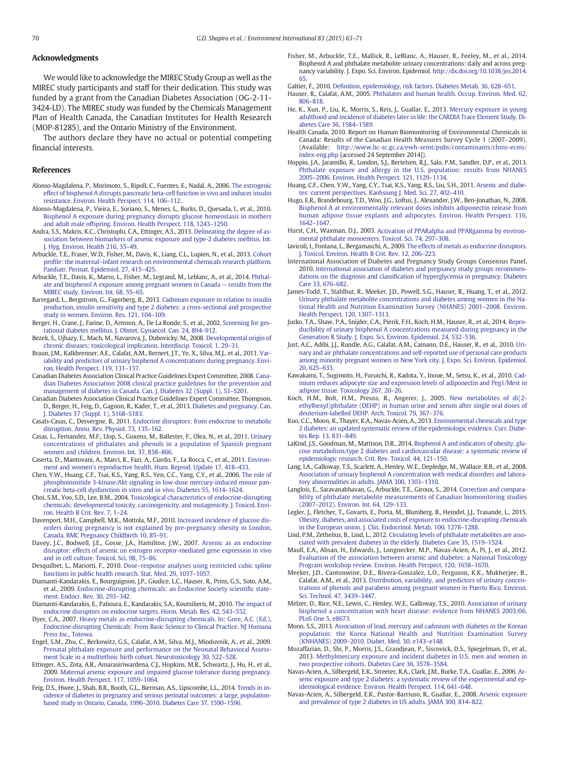## Acknowledgments

We would like to acknowledge the MIREC Study Group as well as the MIREC study participants and staff for their dedication. This study was funded by a grant from the Canadian Diabetes Association (OG-2-11-3424-LD). The MIREC study was funded by the Chemicals Management Plan of Health Canada, the Canadian Institutes for Health Research (MOP-81285), and the Ontario Ministry of the Environment.

The authors declare they have no actual or potential competing financial interests.

## References

Alonso-Magdalena, P., Morimoto, S., Ripoll, C., Fuentes, E., Nadal, A., 2006. The estrogenic effect of bisphenol A disrupts pancreatic beta-cell function in vivo and induces insulin resistance. Environ. Health Perspect. 114, 106–112.

Alonso-Magdalena, P., Vieira, E., Soriano, S., Menes, L., Burks, D., Quesada, I., et al., 2010. Bisphenol A exposure during pregnancy disrupts glucose homeostasis in mothers and adult male offspring. Environ. Health Perspect. 118, 1243–1250.

Andra, S.S., Makris, K.C., Christophi, C.A., Ettinger, A.S., 2013. Delineating the degree of association between biomarkers of arsenic exposure and type-2 diabetes mellitus. Int. J. Hyg. Environ. Health 216, 35–49.

Arbuckle, T.E., Fraser, W.D., Fisher, M., Davis, K., Liang, C.L., Lupien, N., et al., 2013. Cohort profile: the maternal–infant research on environmental chemicals research platform. Paediatr. Perinat. Epidemiol. 27, 415–425.

Arbuckle, T.E., Davis, K., Marro, L., Fisher, M., Legrand, M., Leblanc, A., et al., 2014. Phthalate and bisphenol A exposure among pregnant women in Canada — results from the MIREC study. Environ. Int. 68, 55–65.

Barregard, L., Bergstrom, G., Fagerberg, B., 2013. Cadmium exposure in relation to insulin production, insulin sensitivity and type 2 diabetes: a cross-sectional and prospective study in women. Environ. Res. 121, 104–109.

Berger, H., Crane, J., Farine, D., Armson, A., De La Ronde, S., et al., 2002. Screening for gestational diabetes mellitus. J. Obstet. Gynaecol. Can. 24, 894–912.

Bezek, S., Ujhazy, E., Mach, M., Navarova, J., Dubovicky, M., 2008. Developmental origin of chronic diseases: toxicological implication. Interdiscip. Toxicol. 1, 29–31.

Braun, J.M., Kalkbrenner, A.E., Calafat, A.M., Bernert, J.T., Ye, X., Silva, M.J., et al., 2011. Variability and predictors of urinary bisphenol A concentrations during pregnancy. Environ. Health Perspect. 119, 131–137.

Canadian Diabetes Association Clinical Practice Guidelines Expert Committee, 2008. Canadian Diabetes Association 2008 clinical practice guidelines for the prevention and management of diabetes in Canada. Can. J. Diabetes 32 (Suppl. 1), S1–S201.

Canadian Diabetes Association Clinical Practice Guidelines Expert Committee, Thompson, D., Berger, H., Feig, D., Gagnon, R., Kader, T., et al., 2013. Diabetes and pregnancy. Can. J. Diabetes 37 (Suppl. 1), S168–S183.

Casals-Casas, C., Desvergne, B., 2011. Endocrine disruptors: from endocrine to metabolic disruption. Annu. Rev. Physiol. 73, 135–162.

Casas, L., Fernandez, M.F., Llop, S., Guxens, M., Ballester, F., Olea, N., et al., 2011. Urinary concentrations of phthalates and phenols in a population of Spanish pregnant women and children. Environ. Int. 37, 858–866.

Caserta, D., Mantovani, A., Marci, R., Fazi, A., Ciardo, F., La Rocca, C., et al., 2011. Environment and women's reproductive health. Hum. Reprod. Update 17, 418–433.

Chen, Y.W., Huang, C.F., Tsai, K.S., Yang, R.S., Yen, C.C., Yang, C.Y., et al., 2006. The role of phosphoinositide 3-kinase/Akt signaling in low-dose mercury-induced mouse pancreatic beta-cell dysfunction in vitro and in vivo. Diabetes 55, 1614–1624.

Choi, S.M., Yoo, S.D., Lee, B.M., 2004. Toxicological characteristics of endocrine-disrupting chemicals: developmental toxicity, carcinogenicity, and mutagenicity. J. Toxicol. Environ. Health B Crit. Rev. 7, 1–24.

Davenport, M.H., Campbell, M.K., Mottola, M.F., 2010. Increased incidence of glucose disorders during pregnancy is not explained by pre-pregnancy obesity in London, Canada. BMC Pregnancy Childbirth 10, 85–91.

Davey, J.C., Bodwell, J.E., Gosse, J.A., Hamilton, J.W., 2007. Arsenic as an endocrine disruptor: effects of arsenic on estrogen receptor-mediated gene expression in vivo and in cell culture. Toxicol. Sci. 98, 75–86.

Desquilbet, L., Mariotti, F., 2010. Dose–response analyses using restricted cubic spline functions in public health research. Stat. Med. 29, 1037–1057.

Diamanti-Kandarakis, E., Bourguignon, J.P., Giudice, L.C., Hauser, R., Prins, G.S., Soto, A.M., et al., 2009. Endocrine-disrupting chemicals: an Endocrine Society scientific statement. Endocr. Rev. 30, 293–342.

Diamanti-Kandarakis, E., Palioura, E., Kandarakis, S.A., Koutsilieris, M., 2010. The impact of endocrine disruptors on endocrine targets. Horm. Metab. Res. 42, 543–552.

Dyer, C.A., 2007. Heavy metals as endocrine-disrupting chemicals. In: Gore, A.C. (Ed.), Endocrine-disrupting Chemicals: From Basic Science to Clinical Practice. NJ Humana Press Inc., Totowa.

Engel, S.M., Zhu, C., Berkowitz, G.S., Calafat, A.M., Silva, M.J., Miodovnik, A., et al., 2009. Prenatal phthalate exposure and performance on the Neonatal Behavioral Assessment Scale in a multiethnic birth cohort. Neurotoxicology 30, 522–528.

Ettinger, A.S., Zota, A.R., Amarasiriwardena, C.J., Hopkins, M.R., Schwartz, J., Hu, H., et al., 2009. Maternal arsenic exposure and impaired glucose tolerance during pregnancy. Environ. Health Perspect. 117, 1059–1064.

Feig, D.S., Hwee, J., Shah, B.R., Booth, G.L., Bierman, A.S., Lipscombe, L.L., 2014. Trends in incidence of diabetes in pregnancy and serious perinatal outcomes: a large, population-based study in Ontario, Canada, 1996–2010. Diabetes Care 37, 1590–1596.

Fisher, M., Arbuckle, T.E., Mallick, R., LeBlanc, A., Hauser, R., Feeley, M., et al., 2014. Bisphenol A and phthalate metabolite urinary concentrations: daily and across pregnancy variability. J. Expo. Sci. Environ. Epidemiol. http://dx.doi.org/10.1038/jes.2014.65.

Galtier, F., 2010. Definition, epidemiology, risk factors. Diabetes Metab. 36, 628–651.

Hauser, R., Calafat, A.M., 2005. Phthalates and human health. Occup. Environ. Med. 62, 806–818.

He, K., Xun, P., Liu, K., Morris, S., Reis, J., Guallar, E., 2013. Mercury exposure in young adulthood and incidence of diabetes later in life: the CARDIA Trace Element Study. Diabetes Care 36, 1584–1589.

Health Canada, 2010. Report on Human Biomonitoring of Environmental Chemicals in Canada: Results of the Canadian Health Measures Survey Cycle 1 (2007–2009). (Available: http://www.hc-sc.gc.ca/ewh-semt/pubs/contaminants/chms-ecms/index-eng.php [accessed 24 September 2014]).

Hoppin, J.A., Jaramillo, R., London, S.J., Bertelsen, R.J., Salo, P.M., Sandler, D.P., et al., 2013. Phthalate exposure and allergy in the U.S. population: results from NHANES 2005–2006. Environ. Health Perspect. 121, 1129–1134.

Huang, C.F., Chen, Y.W., Yang, C.Y., Tsai, K.S., Yang, R.S., Liu, S.H., 2011. Arsenic and diabetes: current perspectives. Kaohsiung J. Med. Sci. 27, 402–410.

Hugo, E.R., Brandebourg, T.D., Woo, J.G., Loftus, J., Alexander, J.W., Ben-Jonathan, N., 2008. Bisphenol A at environmentally relevant doses inhibits adiponectin release from human adipose tissue explants and adipocytes. Environ. Health Perspect. 116, 1642–1647.

Hurst, C.H., Waxman, D.J., 2003. Activation of PPARalpha and PPARgamma by environmental phthalate monoesters. Toxicol. Sci. 74, 297–308.

Iavicoli, I., Fontana, L., Bergamaschi, A., 2009. The effects of metals as endocrine disruptors. J. Toxicol. Environ. Health B Crit. Rev. 12, 206–223.

International Association of Diabetes and Pregnancy Study Groups Consensus Panel, 2010. International association of diabetes and pregnancy study groups recommendations on the diagnosis and classification of hyperglycemia in pregnancy. Diabetes Care 33, 676–682.

James-Todd, T., Stahlhut, R., Meeker, J.D., Powell, S.G., Hauser, R., Huang, T., et al., 2012. Urinary phthalate metabolite concentrations and diabetes among women in the National Health and Nutrition Examination Survey (NHANES) 2001–2008. Environ. Health Perspect. 120, 1307–1313.

Jusko, T.A., Shaw, P.A., Snijder, C.A., Pierik, F.H., Koch, H.M., Hauser, R., et al., 2014. Reproducibility of urinary bisphenol A concentrations measured during pregnancy in the Generation R Study. J. Expo. Sci. Environ. Epidemiol. 24, 532–536.

Just, A.C., Adibi, J.J., Rundle, A.G., Calafat, A.M., Camann, D.E., Hauser, R., et al., 2010. Urinary and air phthalate concentrations and self-reported use of personal care products among minority pregnant women in New York city. J. Expo. Sci. Environ. Epidemiol. 20, 625–633.

Kawakami, T., Sugimoto, H., Furuichi, R., Kadota, Y., Inoue, M., Setsu, K., et al., 2010. Cadmium reduces adipocyte size and expression levels of adiponectin and Peg1/Mest in adipose tissue. Toxicology 267, 20–26.

Koch, H.M., Bolt, H.M., Preuss, R., Angerer, J., 2005. New metabolites of di(2-ethylhexyl)phthalate (DEHP) in human urine and serum after single oral doses of deuterium-labelled DEHP. Arch. Toxicol. 79, 367–376.

Kuo, C.C., Moon, K., Thayer, K.A., Navas-Acien, A., 2013. Environmental chemicals and type 2 diabetes: an updated systematic review of the epidemiologic evidence. Curr. Diabetes Rep. 13, 831–849.

LaKind, J.S., Goodman, M., Mattison, D.R., 2014. Bisphenol A and indicators of obesity, glucose metabolism/type 2 diabetes and cardiovascular disease: a systematic review of epidemiologic research. Crit. Rev. Toxicol. 44, 121–150.

Lang, I.A., Galloway, T.S., Scarlett, A., Henley, W.E., Depledge, M., Wallace, R.B., et al., 2008. Association of urinary bisphenol A concentration with medical disorders and laboratory abnormalities in adults. JAMA 300, 1303–1310.

Langlois, E., Saravanabhavan, G., Arbuckle, T.E., Giroux, S., 2014. Correction and comparability of phthalate metabolite measurements of Canadian biomonitoring studies (2007–2012). Environ. Int. 64, 129–133.

Legler, J., Fletcher, T., Govarts, E., Porta, M., Blumberg, B., Heindel, J.J., Trasande, L., 2015. Obesity, diabetes, and associated costs of exposure to endocrine-disrupting chemicals in the European union. J. Clin. Endocrinol. Metab. 100, 1278–1288.

Lind, P.M., Zethelius, B., Lind, L., 2012. Circulating levels of phthalate metabolites are associated with prevalent diabetes in the elderly. Diabetes Care 35, 1519–1524.

Maull, E.A., Ahsan, H., Edwards, J., Longnecker, M.P., Navas-Acien, A., Pi, J., et al., 2012. Evaluation of the association between arsenic and diabetes: a National Toxicology Program workshop review. Environ. Health Perspect. 120, 1658–1670.

Meeker, J.D., Cantonwine, D.E., Rivera-Gonzalez, L.O., Ferguson, K.K., Mukherjee, B., Calafat, A.M., et al., 2013. Distribution, variability, and predictors of urinary concentrations of phenols and parabens among pregnant women in Puerto Rico. Environ. Sci. Technol. 47, 3439–3447.

Melzer, D., Rice, N.E., Lewis, C., Henley, W.E., Galloway, T.S., 2010. Association of urinary bisphenol A concentration with heart disease: evidence from NHANES 2003/06. PLoS One 5, e8673.

Moon, S.S., 2013. Association of lead, mercury and cadmium with diabetes in the Korean population: the Korea National Health and Nutrition Examination Survey (KNHANES) 2009–2010. Diabet. Med. 30, e143–e148.

Mozaffarian, D., Shi, P., Morris, J.S., Grandjean, P., Siscovick, D.S., Spiegelman, D., et al., 2013. Methylmercury exposure and incident diabetes in U.S. men and women in two prospective cohorts. Diabetes Care 36, 3578–3584.

Navas-Acien, A., Silbergeld, E.K., Streeter, R.A., Clark, J.M., Burke, T.A., Guallar, E., 2006. Arsenic exposure and type 2 diabetes: a systematic review of the experimental and epidemiological evidence. Environ. Health Perspect. 114, 641–648.

Navas-Acien, A., Silbergeld, E.K., Pastor-Barriuso, R., Guallar, E., 2008. Arsenic exposure and prevalence of type 2 diabetes in US adults. JAMA 300, 814–822.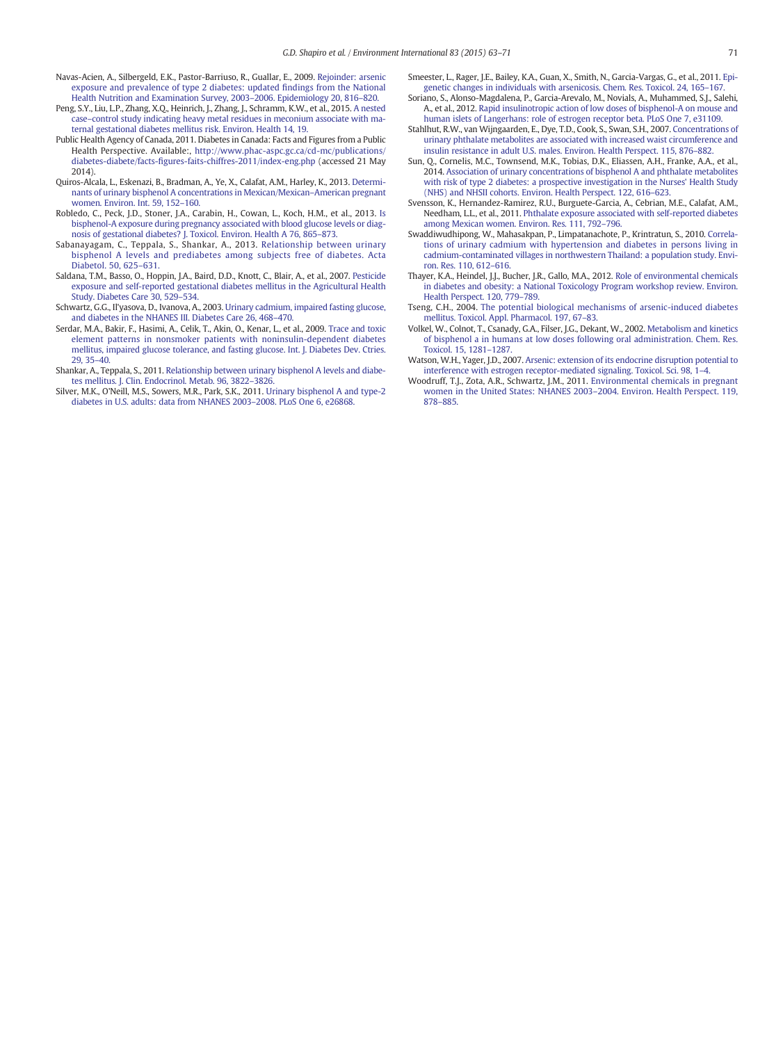Navas-Acien, A., Silbergeld, E.K., Pastor-Barriuso, R., Guallar, E., 2009. Rejoinder: arsenic exposure and prevalence of type 2 diabetes: updated findings from the National Health Nutrition and Examination Survey, 2003–2006. Epidemiology 20, 816–820.

Peng, S.Y., Liu, L.P., Zhang, X.Q., Heinrich, J., Zhang, J., Schramm, K.W., et al., 2015. A nested case–control study indicating heavy metal residues in meconium associate with maternal gestational diabetes mellitus risk. Environ. Health 14, 19.

Public Health Agency of Canada, 2011. Diabetes in Canada: Facts and Figures from a Public Health Perspective. Available:, http://www.phac-aspc.gc.ca/cd-mc/publications/diabetes-diabete/facts-figures-faits-chiffres-2011/index-eng.php (accessed 21 May 2014).

Quiros-Alcala, L., Eskenazi, B., Bradman, A., Ye, X., Calafat, A.M., Harley, K., 2013. Determinants of urinary bisphenol A concentrations in Mexican/Mexican–American pregnant women. Environ. Int. 59, 152–160.

Robledo, C., Peck, J.D., Stoner, J.A., Carabin, H., Cowan, L., Koch, H.M., et al., 2013. Is bisphenol-A exposure during pregnancy associated with blood glucose levels or diagnosis of gestational diabetes? J. Toxicol. Environ. Health A 76, 865–873.

Sabanayagam, C., Teppala, S., Shankar, A., 2013. Relationship between urinary bisphenol A levels and prediabetes among subjects free of diabetes. Acta Diabetol. 50, 625–631.

Saldana, T.M., Basso, O., Hoppin, J.A., Baird, D.D., Knott, C., Blair, A., et al., 2007. Pesticide exposure and self-reported gestational diabetes mellitus in the Agricultural Health Study. Diabetes Care 30, 529–534.

Schwartz, G.G., Il'yasova, D., Ivanova, A., 2003. Urinary cadmium, impaired fasting glucose, and diabetes in the NHANES III. Diabetes Care 26, 468–470.

Serdar, M.A., Bakir, F., Hasimi, A., Celik, T., Akin, O., Kenar, L., et al., 2009. Trace and toxic element patterns in nonsmoker patients with noninsulin-dependent diabetes mellitus, impaired glucose tolerance, and fasting glucose. Int. J. Diabetes Dev. Ctries. 29, 35–40.

Shankar, A., Teppala, S., 2011. Relationship between urinary bisphenol A levels and diabetes mellitus. J. Clin. Endocrinol. Metab. 96, 3822–3826.

Silver, M.K., O'Neill, M.S., Sowers, M.R., Park, S.K., 2011. Urinary bisphenol A and type-2 diabetes in U.S. adults: data from NHANES 2003–2008. PLoS One 6, e26868.

Smeester, L., Rager, J.E., Bailey, K.A., Guan, X., Smith, N., Garcia-Vargas, G., et al., 2011. Epigenetic changes in individuals with arsenicosis. Chem. Res. Toxicol. 24, 165–167.

Soriano, S., Alonso-Magdalena, P., Garcia-Arevalo, M., Novials, A., Muhammed, S.J., Salehi, A., et al., 2012. Rapid insulinotropic action of low doses of bisphenol-A on mouse and human islets of Langerhans: role of estrogen receptor beta. PLoS One 7, e31109.

Stahlhut, R.W., van Wijngaarden, E., Dye, T.D., Cook, S., Swan, S.H., 2007. Concentrations of urinary phthalate metabolites are associated with increased waist circumference and insulin resistance in adult U.S. males. Environ. Health Perspect. 115, 876–882.

Sun, Q., Cornelis, M.C., Townsend, M.K., Tobias, D.K., Eliassen, A.H., Franke, A.A., et al., 2014. Association of urinary concentrations of bisphenol A and phthalate metabolites with risk of type 2 diabetes: a prospective investigation in the Nurses' Health Study (NHS) and NHSII cohorts. Environ. Health Perspect. 122, 616–623.

Svensson, K., Hernandez-Ramirez, R.U., Burguete-Garcia, A., Cebrian, M.E., Calafat, A.M., Needham, L.L., et al., 2011. Phthalate exposure associated with self-reported diabetes among Mexican women. Environ. Res. 111, 792–796.

Swaddiwudhipong, W., Mahasakpan, P., Limpatanachote, P., Krintratun, S., 2010. Correlations of urinary cadmium with hypertension and diabetes in persons living in cadmium-contaminated villages in northwestern Thailand: a population study. Environ. Res. 110, 612–616.

Thayer, K.A., Heindel, J.J., Bucher, J.R., Gallo, M.A., 2012. Role of environmental chemicals in diabetes and obesity: a National Toxicology Program workshop review. Environ. Health Perspect. 120, 779–789.

Tseng, C.H., 2004. The potential biological mechanisms of arsenic-induced diabetes mellitus. Toxicol. Appl. Pharmacol. 197, 67–83.

Volkel, W., Colnot, T., Csanady, G.A., Filser, J.G., Dekant, W., 2002. Metabolism and kinetics of bisphenol a in humans at low doses following oral administration. Chem. Res. Toxicol. 15, 1281–1287.

Watson, W.H., Yager, J.D., 2007. Arsenic: extension of its endocrine disruption potential to interference with estrogen receptor-mediated signaling. Toxicol. Sci. 98, 1–4.

Woodruff, T.J., Zota, A.R., Schwartz, J.M., 2011. Environmental chemicals in pregnant women in the United States: NHANES 2003–2004. Environ. Health Perspect. 119, 878–885.